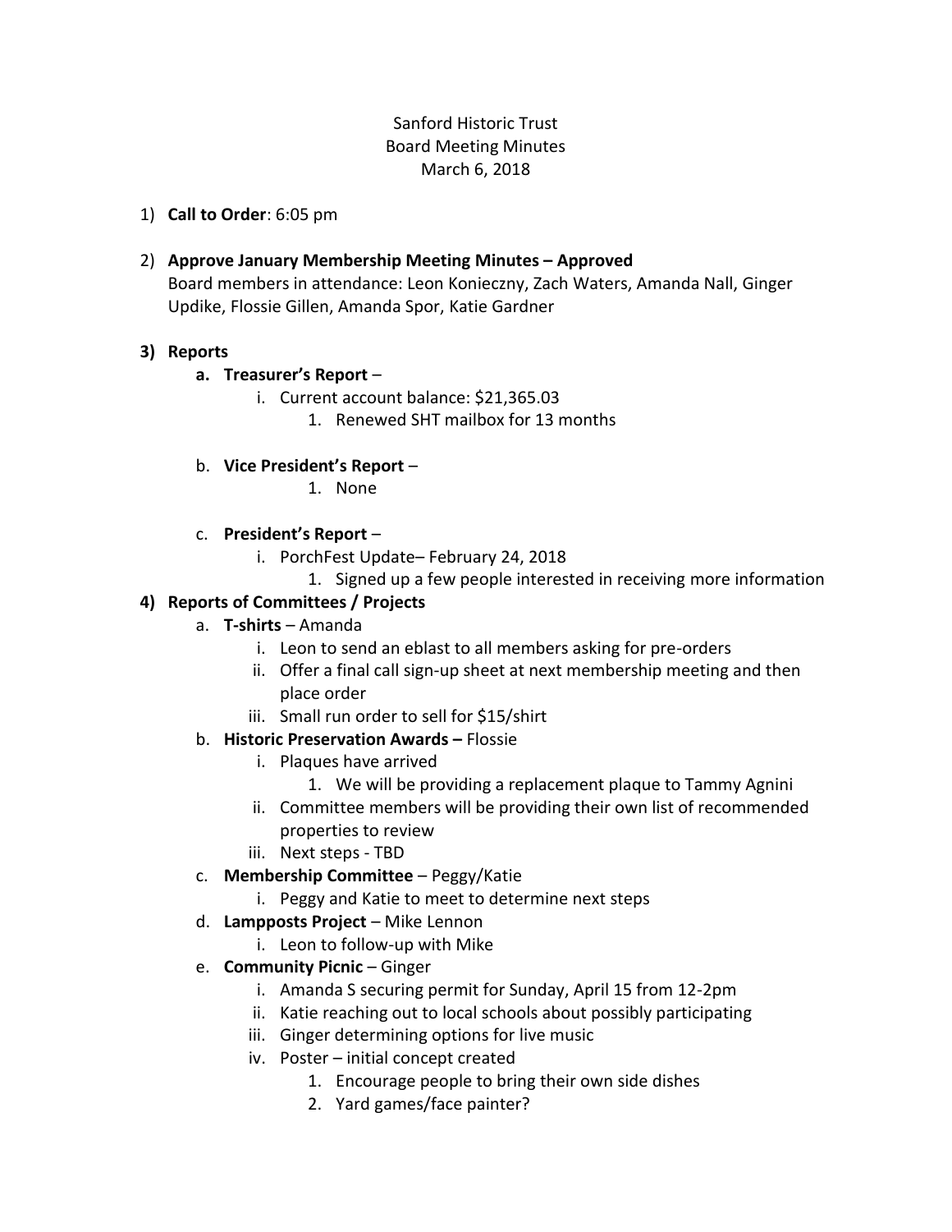Sanford Historic Trust
Board Meeting Minutes
March 6, 2018

1) **Call to Order**: 6:05 pm

2) **Approve January Membership Meeting Minutes – Approved**
   Board members in attendance: Leon Konieczny, Zach Waters, Amanda Nall, Ginger Updike, Flossie Gillen, Amanda Spor, Katie Gardner

3) **Reports**
   a. **Treasurer's Report** –
      i. Current account balance: $21,365.03
         1. Renewed SHT mailbox for 13 months
   b. **Vice President's Report** –
         1. None
   c. **President's Report** –
      i. PorchFest Update– February 24, 2018
         1. Signed up a few people interested in receiving more information

4) **Reports of Committees / Projects**
   a. **T-shirts** – Amanda
      i. Leon to send an eblast to all members asking for pre-orders
      ii. Offer a final call sign-up sheet at next membership meeting and then place order
      iii. Small run order to sell for $15/shirt
   b. **Historic Preservation Awards –** Flossie
      i. Plaques have arrived
         1. We will be providing a replacement plaque to Tammy Agnini
      ii. Committee members will be providing their own list of recommended properties to review
      iii. Next steps - TBD
   c. **Membership Committee** – Peggy/Katie
      i. Peggy and Katie to meet to determine next steps
   d. **Lampposts Project** – Mike Lennon
      i. Leon to follow-up with Mike
   e. **Community Picnic** – Ginger
      i. Amanda S securing permit for Sunday, April 15 from 12-2pm
      ii. Katie reaching out to local schools about possibly participating
      iii. Ginger determining options for live music
      iv. Poster – initial concept created
         1. Encourage people to bring their own side dishes
         2. Yard games/face painter?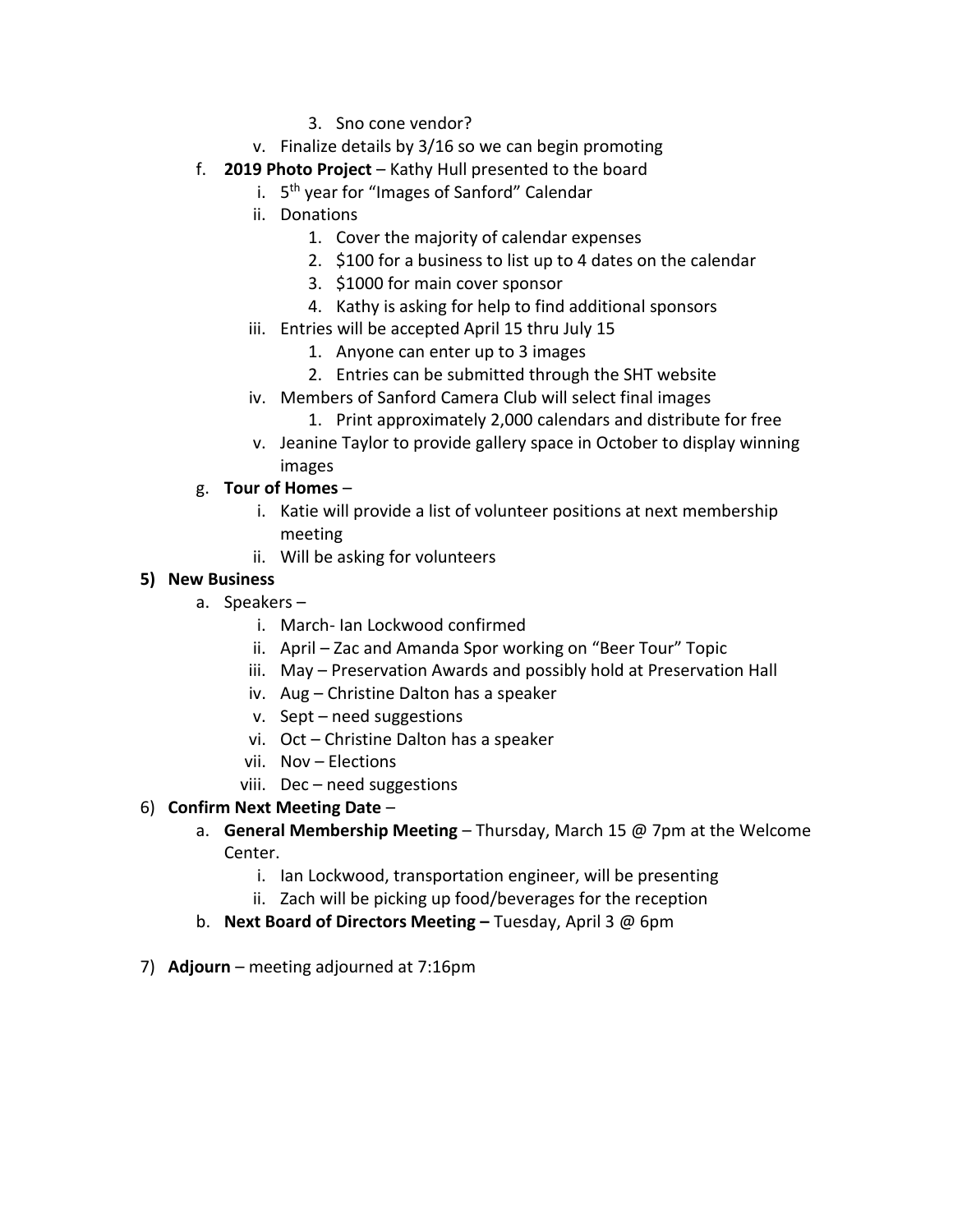3. Sno cone vendor?
        v. Finalize details by 3/16 so we can begin promoting

f. **2019 Photo Project** – Kathy Hull presented to the board
    i. 5th year for "Images of Sanford" Calendar
    ii. Donations
        1. Cover the majority of calendar expenses
        2. $100 for a business to list up to 4 dates on the calendar
        3. $1000 for main cover sponsor
        4. Kathy is asking for help to find additional sponsors
    iii. Entries will be accepted April 15 thru July 15
        1. Anyone can enter up to 3 images
        2. Entries can be submitted through the SHT website
    iv. Members of Sanford Camera Club will select final images
        1. Print approximately 2,000 calendars and distribute for free
    v. Jeanine Taylor to provide gallery space in October to display winning images

g. **Tour of Homes** –
    i. Katie will provide a list of volunteer positions at next membership meeting
    ii. Will be asking for volunteers

**5) New Business**

a. Speakers –
    i. March- Ian Lockwood confirmed
    ii. April – Zac and Amanda Spor working on "Beer Tour" Topic
    iii. May – Preservation Awards and possibly hold at Preservation Hall
    iv. Aug – Christine Dalton has a speaker
    v. Sept – need suggestions
    vi. Oct – Christine Dalton has a speaker
    vii. Nov – Elections
    viii. Dec – need suggestions

6) **Confirm Next Meeting Date** –

a. **General Membership Meeting** – Thursday, March 15 @ 7pm at the Welcome Center.
    i. Ian Lockwood, transportation engineer, will be presenting
    ii. Zach will be picking up food/beverages for the reception

b. **Next Board of Directors Meeting –** Tuesday, April 3 @ 6pm

7) **Adjourn** – meeting adjourned at 7:16pm